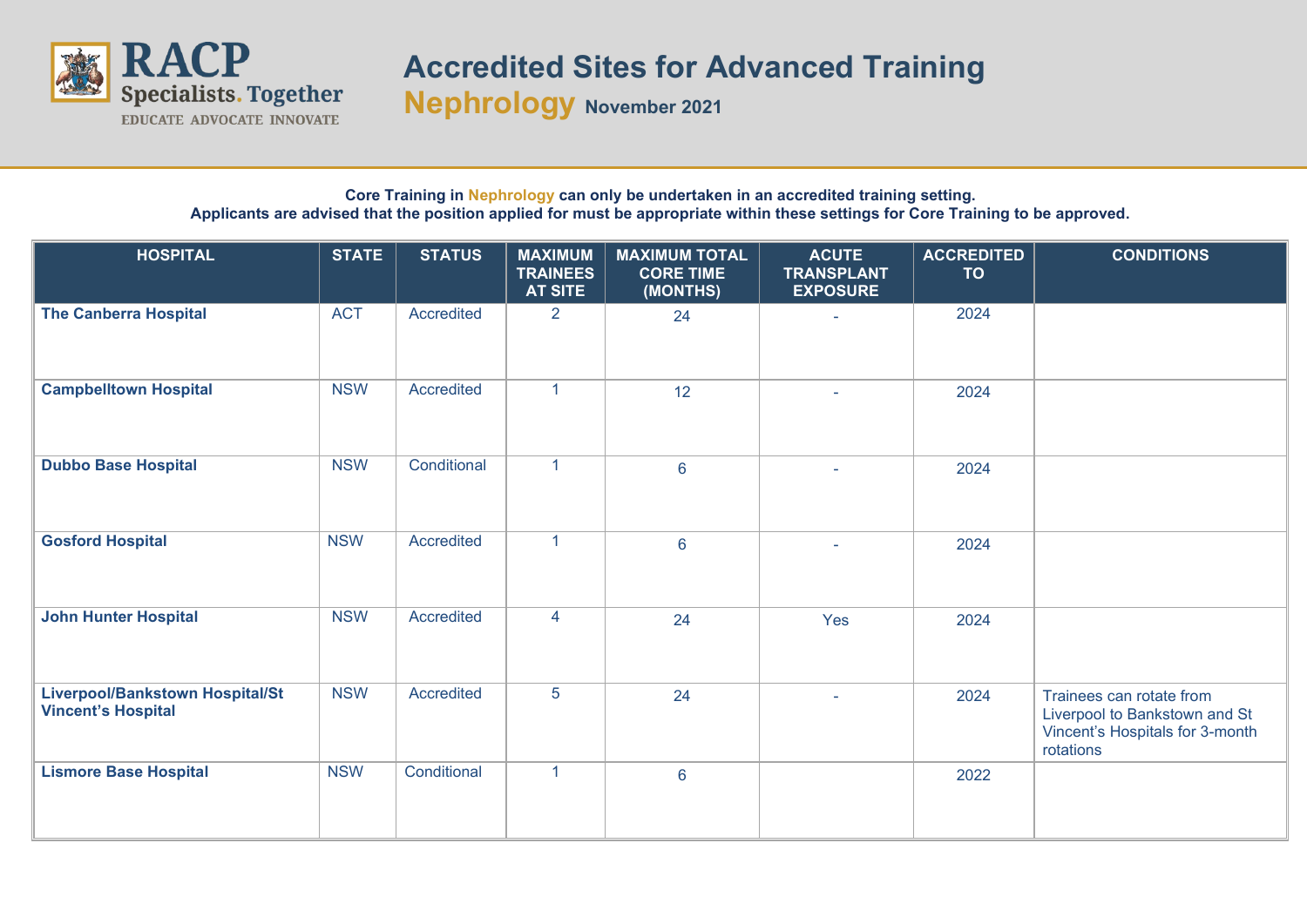RACP Specialists. Together
EDUCATE ADVOCATE INNOVATE

# Accredited Sites for Advanced Training

## Nephrology November 2021

**Core Training in Nephrology can only be undertaken in an accredited training setting.**
**Applicants are advised that the position applied for must be appropriate within these settings for Core Training to be approved.**

| HOSPITAL | STATE | STATUS | MAXIMUM TRAINEES AT SITE | MAXIMUM TOTAL CORE TIME (MONTHS) | ACUTE TRANSPLANT EXPOSURE | ACCREDITED TO | CONDITIONS |
|---|---|---|---|---|---|---|---|
| **The Canberra Hospital** | ACT | Accredited | 2 | 24 | - | 2024 | |
| **Campbelltown Hospital** | NSW | Accredited | 1 | 12 | - | 2024 | |
| **Dubbo Base Hospital** | NSW | Conditional | 1 | 6 | - | 2024 | |
| **Gosford Hospital** | NSW | Accredited | 1 | 6 | - | 2024 | |
| **John Hunter Hospital** | NSW | Accredited | 4 | 24 | Yes | 2024 | |
| **Liverpool/Bankstown Hospital/St Vincent's Hospital** | NSW | Accredited | 5 | 24 | - | 2024 | Trainees can rotate from Liverpool to Bankstown and St Vincent's Hospitals for 3-month rotations |
| **Lismore Base Hospital** | NSW | Conditional | 1 | 6 | | 2022 | |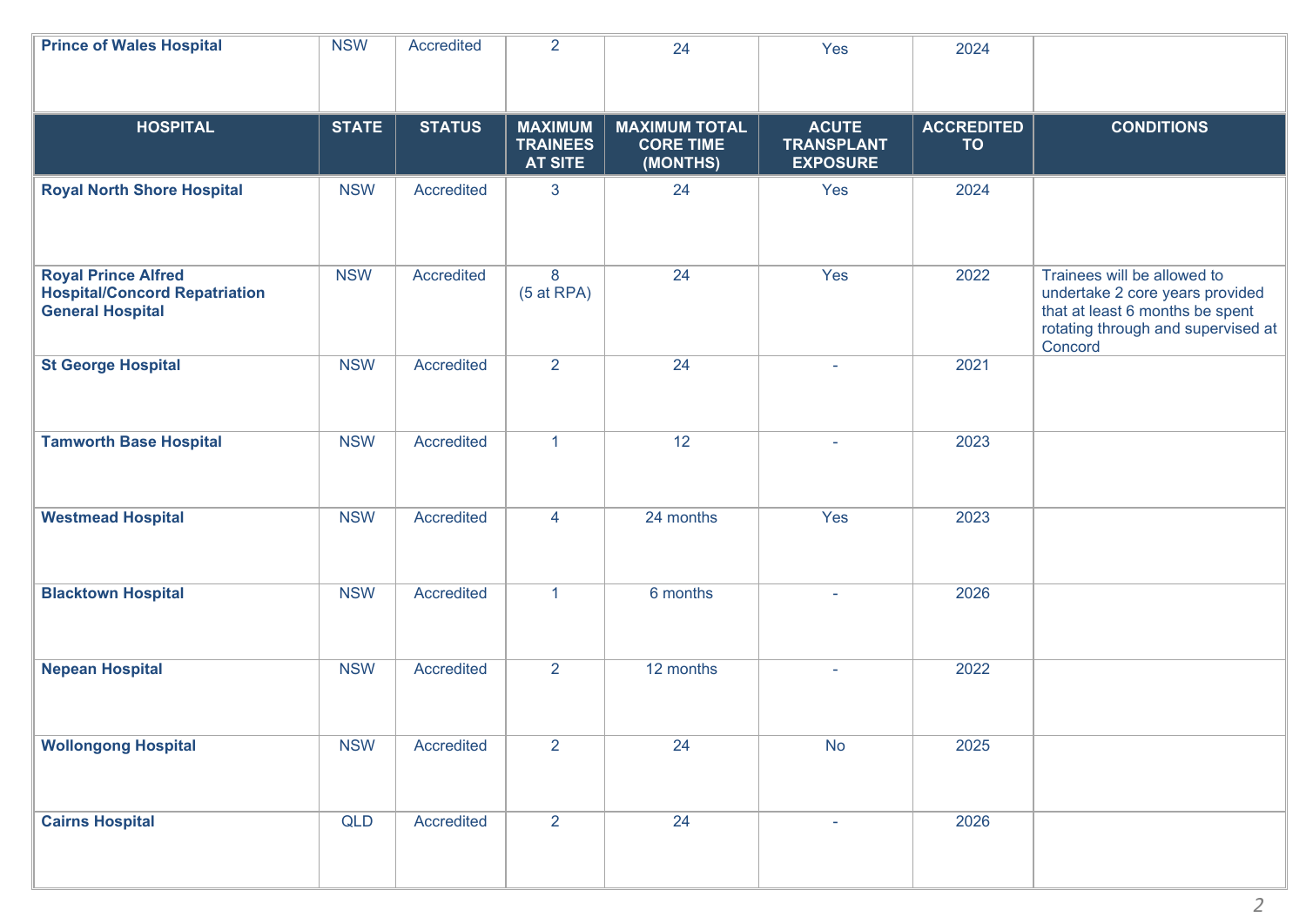| HOSPITAL | STATE | STATUS | MAXIMUM TRAINEES AT SITE | MAXIMUM TOTAL CORE TIME (MONTHS) | ACUTE TRANSPLANT EXPOSURE | ACCREDITED TO | CONDITIONS |
|---|---|---|---|---|---|---|---|
| **Prince of Wales Hospital** | NSW | Accredited | 2 | 24 | Yes | 2024 | |
| **Royal North Shore Hospital** | NSW | Accredited | 3 | 24 | Yes | 2024 | |
| **Royal Prince Alfred Hospital/Concord Repatriation General Hospital** | NSW | Accredited | 8 (5 at RPA) | 24 | Yes | 2022 | Trainees will be allowed to undertake 2 core years provided that at least 6 months be spent rotating through and supervised at Concord |
| **St George Hospital** | NSW | Accredited | 2 | 24 | - | 2021 | |
| **Tamworth Base Hospital** | NSW | Accredited | 1 | 12 | - | 2023 | |
| **Westmead Hospital** | NSW | Accredited | 4 | 24 months | Yes | 2023 | |
| **Blacktown Hospital** | NSW | Accredited | 1 | 6 months | - | 2026 | |
| **Nepean Hospital** | NSW | Accredited | 2 | 12 months | - | 2022 | |
| **Wollongong Hospital** | NSW | Accredited | 2 | 24 | No | 2025 | |
| **Cairns Hospital** | QLD | Accredited | 2 | 24 | - | 2026 | |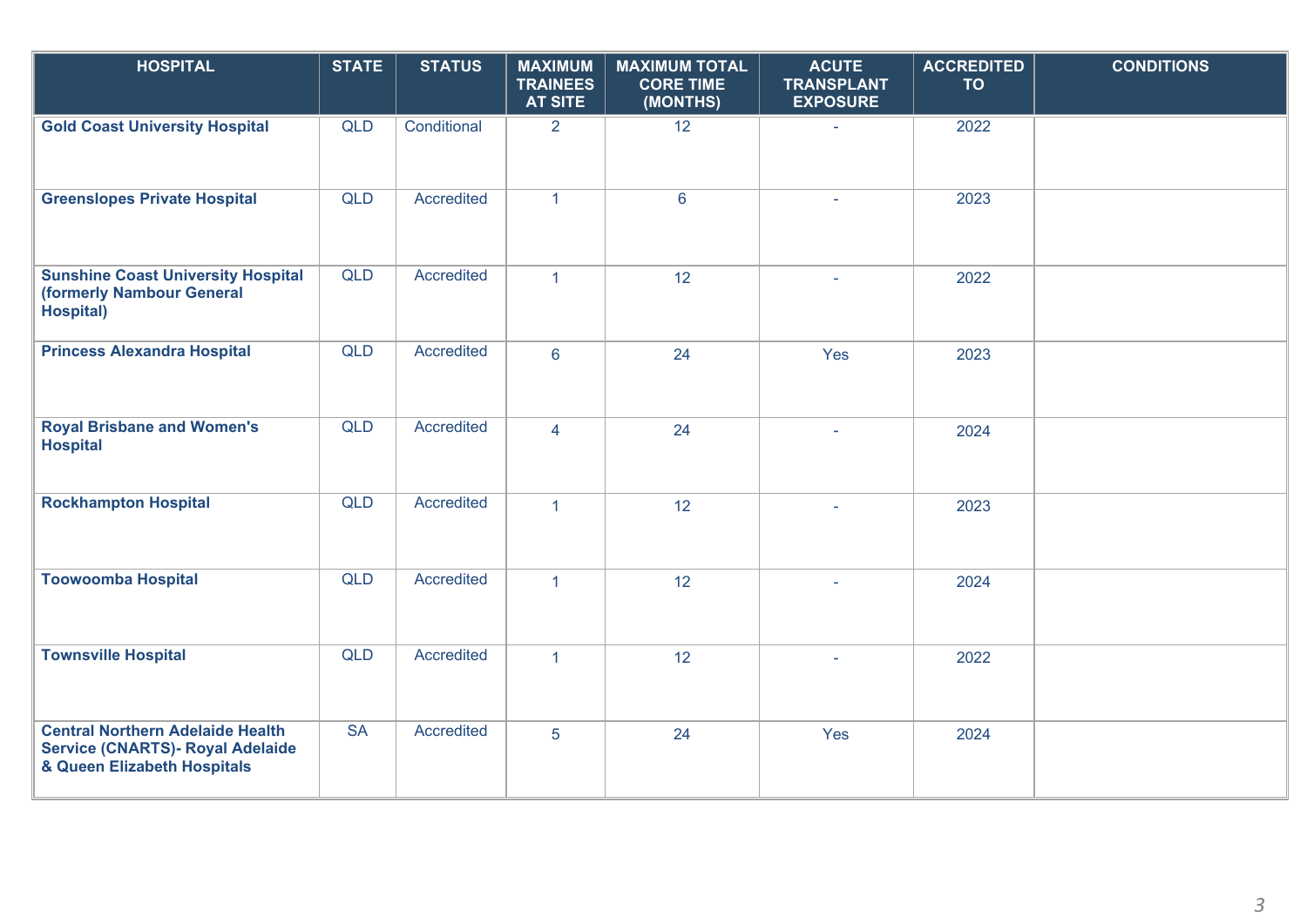| HOSPITAL | STATE | STATUS | MAXIMUM TRAINEES AT SITE | MAXIMUM TOTAL CORE TIME (MONTHS) | ACUTE TRANSPLANT EXPOSURE | ACCREDITED TO | CONDITIONS |
|---|---|---|---|---|---|---|---|
| **Gold Coast University Hospital** | QLD | Conditional | 2 | 12 | - | 2022 | |
| **Greenslopes Private Hospital** | QLD | Accredited | 1 | 6 | - | 2023 | |
| **Sunshine Coast University Hospital (formerly Nambour General Hospital)** | QLD | Accredited | 1 | 12 | - | 2022 | |
| **Princess Alexandra Hospital** | QLD | Accredited | 6 | 24 | Yes | 2023 | |
| **Royal Brisbane and Women's Hospital** | QLD | Accredited | 4 | 24 | - | 2024 | |
| **Rockhampton Hospital** | QLD | Accredited | 1 | 12 | - | 2023 | |
| **Toowoomba Hospital** | QLD | Accredited | 1 | 12 | - | 2024 | |
| **Townsville Hospital** | QLD | Accredited | 1 | 12 | - | 2022 | |
| **Central Northern Adelaide Health Service (CNARTS)- Royal Adelaide & Queen Elizabeth Hospitals** | SA | Accredited | 5 | 24 | Yes | 2024 | |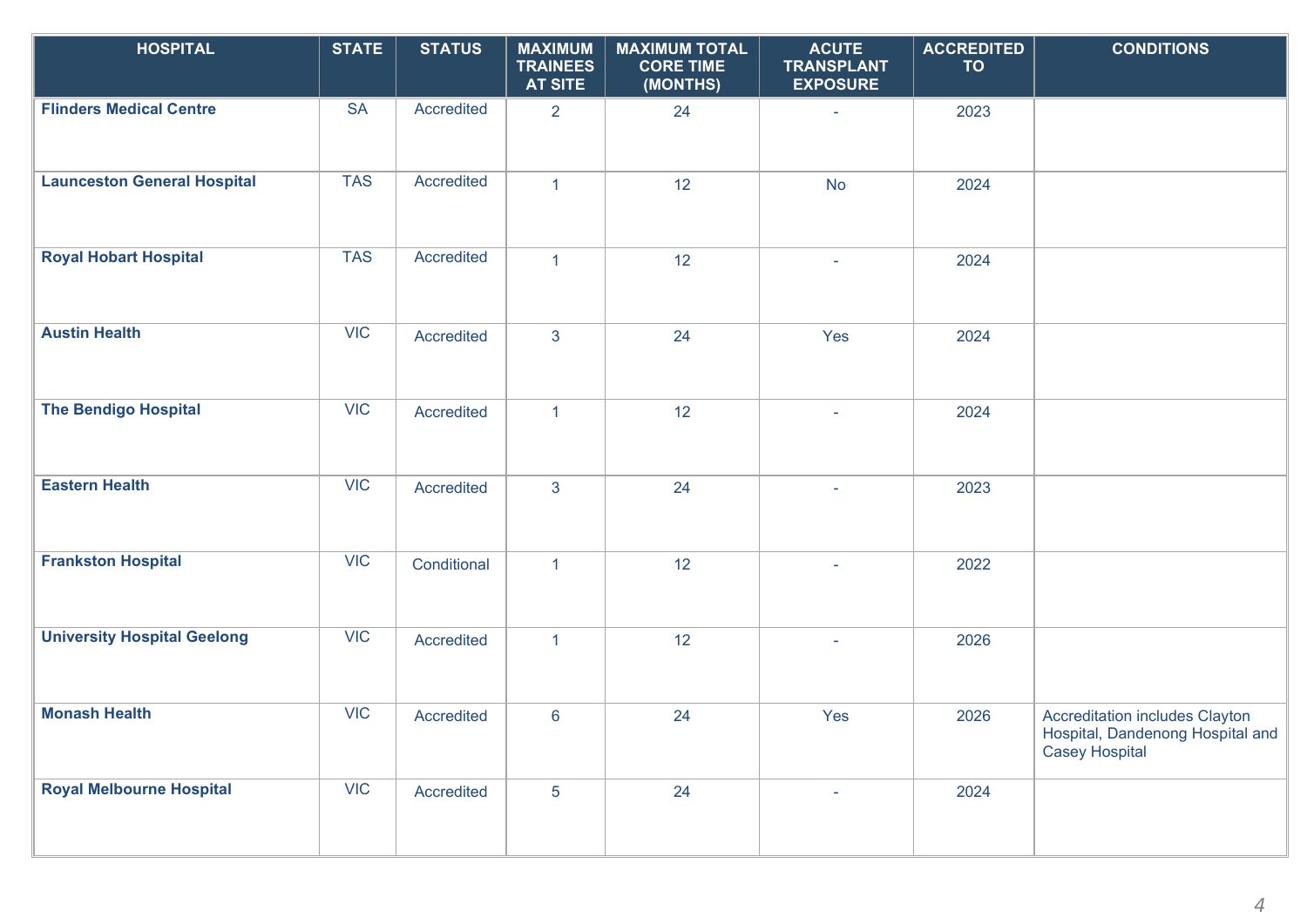| HOSPITAL | STATE | STATUS | MAXIMUM TRAINEES AT SITE | MAXIMUM TOTAL CORE TIME (MONTHS) | ACUTE TRANSPLANT EXPOSURE | ACCREDITED TO | CONDITIONS |
|---|---|---|---|---|---|---|---|
| **Flinders Medical Centre** | SA | Accredited | 2 | 24 | - | 2023 | |
| **Launceston General Hospital** | TAS | Accredited | 1 | 12 | No | 2024 | |
| **Royal Hobart Hospital** | TAS | Accredited | 1 | 12 | - | 2024 | |
| **Austin Health** | VIC | Accredited | 3 | 24 | Yes | 2024 | |
| **The Bendigo Hospital** | VIC | Accredited | 1 | 12 | - | 2024 | |
| **Eastern Health** | VIC | Accredited | 3 | 24 | - | 2023 | |
| **Frankston Hospital** | VIC | Conditional | 1 | 12 | - | 2022 | |
| **University Hospital Geelong** | VIC | Accredited | 1 | 12 | - | 2026 | |
| **Monash Health** | VIC | Accredited | 6 | 24 | Yes | 2026 | Accreditation includes Clayton Hospital, Dandenong Hospital and Casey Hospital |
| **Royal Melbourne Hospital** | VIC | Accredited | 5 | 24 | - | 2024 | |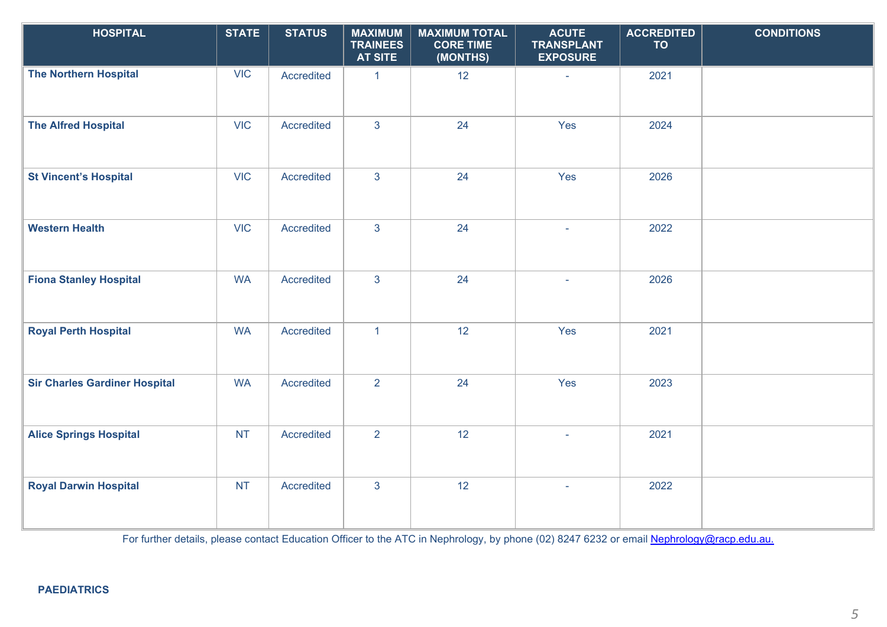| HOSPITAL | STATE | STATUS | MAXIMUM TRAINEES AT SITE | MAXIMUM TOTAL CORE TIME (MONTHS) | ACUTE TRANSPLANT EXPOSURE | ACCREDITED TO | CONDITIONS |
|---|---|---|---|---|---|---|---|
| **The Northern Hospital** | VIC | Accredited | 1 | 12 | - | 2021 | |
| **The Alfred Hospital** | VIC | Accredited | 3 | 24 | Yes | 2024 | |
| **St Vincent's Hospital** | VIC | Accredited | 3 | 24 | Yes | 2026 | |
| **Western Health** | VIC | Accredited | 3 | 24 | - | 2022 | |
| **Fiona Stanley Hospital** | WA | Accredited | 3 | 24 | - | 2026 | |
| **Royal Perth Hospital** | WA | Accredited | 1 | 12 | Yes | 2021 | |
| **Sir Charles Gardiner Hospital** | WA | Accredited | 2 | 24 | Yes | 2023 | |
| **Alice Springs Hospital** | NT | Accredited | 2 | 12 | - | 2021 | |
| **Royal Darwin Hospital** | NT | Accredited | 3 | 12 | - | 2022 | |

For further details, please contact Education Officer to the ATC in Nephrology, by phone (02) 8247 6232 or email Nephrology@racp.edu.au.

**PAEDIATRICS**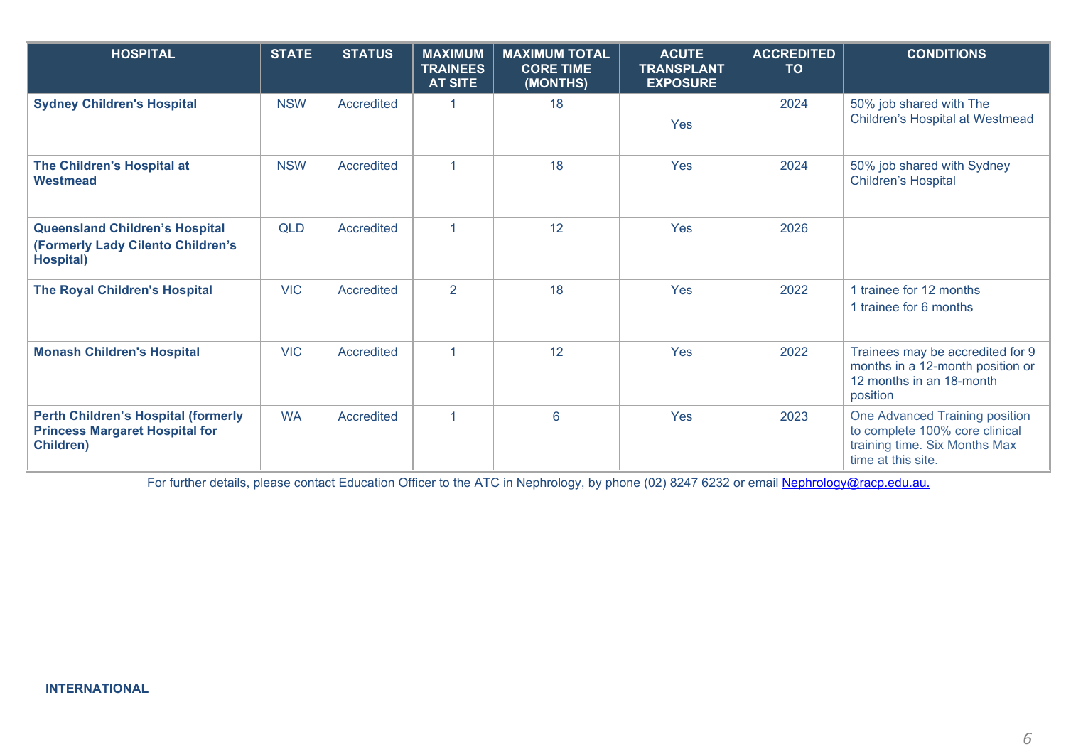| HOSPITAL | STATE | STATUS | MAXIMUM TRAINEES AT SITE | MAXIMUM TOTAL CORE TIME (MONTHS) | ACUTE TRANSPLANT EXPOSURE | ACCREDITED TO | CONDITIONS |
|---|---|---|---|---|---|---|---|
| **Sydney Children's Hospital** | NSW | Accredited | 1 | 18 | Yes | 2024 | 50% job shared with The Children's Hospital at Westmead |
| **The Children's Hospital at Westmead** | NSW | Accredited | 1 | 18 | Yes | 2024 | 50% job shared with Sydney Children's Hospital |
| **Queensland Children's Hospital (Formerly Lady Cilento Children's Hospital)** | QLD | Accredited | 1 | 12 | Yes | 2026 | |
| **The Royal Children's Hospital** | VIC | Accredited | 2 | 18 | Yes | 2022 | 1 trainee for 12 months<br>1 trainee for 6 months |
| **Monash Children's Hospital** | VIC | Accredited | 1 | 12 | Yes | 2022 | Trainees may be accredited for 9 months in a 12-month position or 12 months in an 18-month position |
| **Perth Children's Hospital (formerly Princess Margaret Hospital for Children)** | WA | Accredited | 1 | 6 | Yes | 2023 | One Advanced Training position to complete 100% core clinical training time. Six Months Max time at this site. |

For further details, please contact Education Officer to the ATC in Nephrology, by phone (02) 8247 6232 or email Nephrology@racp.edu.au.

**INTERNATIONAL**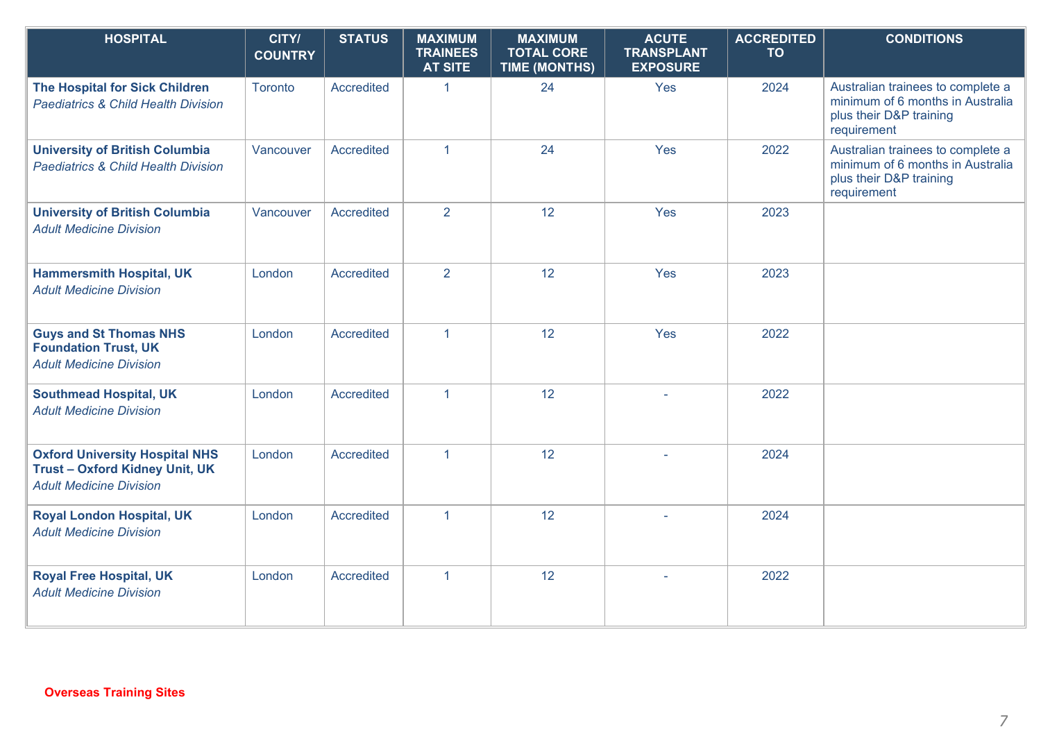| HOSPITAL | CITY/ COUNTRY | STATUS | MAXIMUM TRAINEES AT SITE | MAXIMUM TOTAL CORE TIME (MONTHS) | ACUTE TRANSPLANT EXPOSURE | ACCREDITED TO | CONDITIONS |
|---|---|---|---|---|---|---|---|
| **The Hospital for Sick Children** *Paediatrics & Child Health Division* | Toronto | Accredited | 1 | 24 | Yes | 2024 | Australian trainees to complete a minimum of 6 months in Australia plus their D&P training requirement |
| **University of British Columbia** *Paediatrics & Child Health Division* | Vancouver | Accredited | 1 | 24 | Yes | 2022 | Australian trainees to complete a minimum of 6 months in Australia plus their D&P training requirement |
| **University of British Columbia** *Adult Medicine Division* | Vancouver | Accredited | 2 | 12 | Yes | 2023 | |
| **Hammersmith Hospital, UK** *Adult Medicine Division* | London | Accredited | 2 | 12 | Yes | 2023 | |
| **Guys and St Thomas NHS Foundation Trust, UK** *Adult Medicine Division* | London | Accredited | 1 | 12 | Yes | 2022 | |
| **Southmead Hospital, UK** *Adult Medicine Division* | London | Accredited | 1 | 12 | - | 2022 | |
| **Oxford University Hospital NHS Trust – Oxford Kidney Unit, UK** *Adult Medicine Division* | London | Accredited | 1 | 12 | - | 2024 | |
| **Royal London Hospital, UK** *Adult Medicine Division* | London | Accredited | 1 | 12 | - | 2024 | |
| **Royal Free Hospital, UK** *Adult Medicine Division* | London | Accredited | 1 | 12 | - | 2022 | |

**Overseas Training Sites**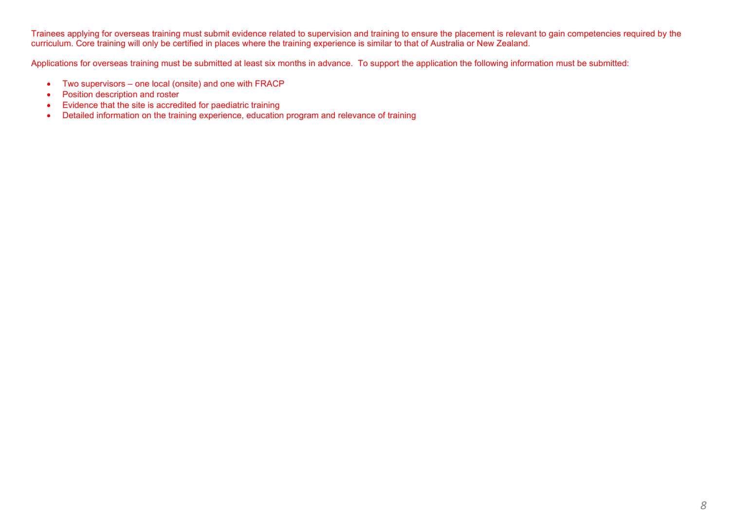Trainees applying for overseas training must submit evidence related to supervision and training to ensure the placement is relevant to gain competencies required by the curriculum. Core training will only be certified in places where the training experience is similar to that of Australia or New Zealand.

Applications for overseas training must be submitted at least six months in advance. To support the application the following information must be submitted:

- Two supervisors – one local (onsite) and one with FRACP
- Position description and roster
- Evidence that the site is accredited for paediatric training
- Detailed information on the training experience, education program and relevance of training